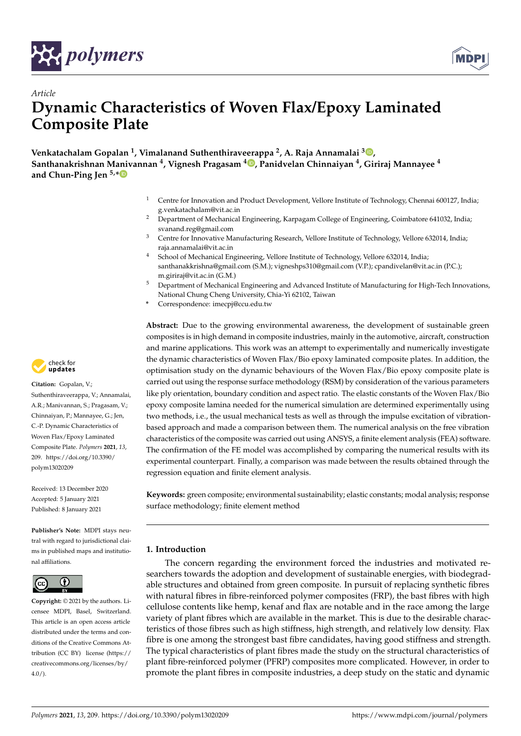*Article*

# Dynamic Characteristics of Woven Flax/Epoxy Laminated Composite Plate

**Venkatachalam Gopalan [1], Vimalanand Suthenthiraveerappa [2], A. Raja Annamalai [3], Santhanakrishnan Manivannan [4], Vignesh Pragasam [4], Panidvelan Chinnaiyan [4], Giriraj Mannayee [4] and Chun-Ping Jen [5,*]**

1. Centre for Innovation and Product Development, Vellore Institute of Technology, Chennai 600127, India; g.venkatachalam@vit.ac.in
2. Department of Mechanical Engineering, Karpagam College of Engineering, Coimbatore 641032, India; svanand.reg@gmail.com
3. Centre for Innovative Manufacturing Research, Vellore Institute of Technology, Vellore 632014, India; raja.annamalai@vit.ac.in
4. School of Mechanical Engineering, Vellore Institute of Technology, Vellore 632014, India; santhanakkrishna@gmail.com (S.M.); vigneshps310@gmail.com (V.P.); cpandivelan@vit.ac.in (P.C.); m.giriraj@vit.ac.in (G.M.)
5. Department of Mechanical Engineering and Advanced Institute of Manufacturing for High-Tech Innovations, National Chung Cheng University, Chia-Yi 62102, Taiwan

\* Correspondence: imecpj@ccu.edu.tw

**Abstract:** Due to the growing environmental awareness, the development of sustainable green composites is in high demand in composite industries, mainly in the automotive, aircraft, construction and marine applications. This work was an attempt to experimentally and numerically investigate the dynamic characteristics of Woven Flax/Bio epoxy laminated composite plates. In addition, the optimisation study on the dynamic behaviours of the Woven Flax/Bio epoxy composite plate is carried out using the response surface methodology (RSM) by consideration of the various parameters like ply orientation, boundary condition and aspect ratio. The elastic constants of the Woven Flax/Bio epoxy composite lamina needed for the numerical simulation are determined experimentally using two methods, i.e., the usual mechanical tests as well as through the impulse excitation of vibration-based approach and made a comparison between them. The numerical analysis on the free vibration characteristics of the composite was carried out using ANSYS, a finite element analysis (FEA) software. The confirmation of the FE model was accomplished by comparing the numerical results with its experimental counterpart. Finally, a comparison was made between the results obtained through the regression equation and finite element analysis.

**Keywords:** green composite; environmental sustainability; elastic constants; modal analysis; response surface methodology; finite element method

**Citation:** Gopalan, V.; Suthenthiraveerappa, V.; Annamalai, A.R.; Manivannan, S.; Pragasam, V.; Chinnaiyan, P.; Mannayee, G.; Jen, C.-P. Dynamic Characteristics of Woven Flax/Epoxy Laminated Composite Plate. *Polymers* **2021**, *13*, 209. https://doi.org/10.3390/polym13020209

Received: 13 December 2020
Accepted: 5 January 2021
Published: 8 January 2021

**Publisher's Note:** MDPI stays neutral with regard to jurisdictional claims in published maps and institutional affiliations.

**Copyright:** © 2021 by the authors. Licensee MDPI, Basel, Switzerland. This article is an open access article distributed under the terms and conditions of the Creative Commons Attribution (CC BY) license (https://creativecommons.org/licenses/by/4.0/).

## 1. Introduction

The concern regarding the environment forced the industries and motivated researchers towards the adoption and development of sustainable energies, with biodegradable structures and obtained from green composite. In pursuit of replacing synthetic fibres with natural fibres in fibre-reinforced polymer composites (FRP), the bast fibres with high cellulose contents like hemp, kenaf and flax are notable and in the race among the large variety of plant fibres which are available in the market. This is due to the desirable characteristics of those fibres such as high stiffness, high strength, and relatively low density. Flax fibre is one among the strongest bast fibre candidates, having good stiffness and strength. The typical characteristics of plant fibres made the study on the structural characteristics of plant fibre-reinforced polymer (PFRP) composites more complicated. However, in order to promote the plant fibres in composite industries, a deep study on the static and dynamic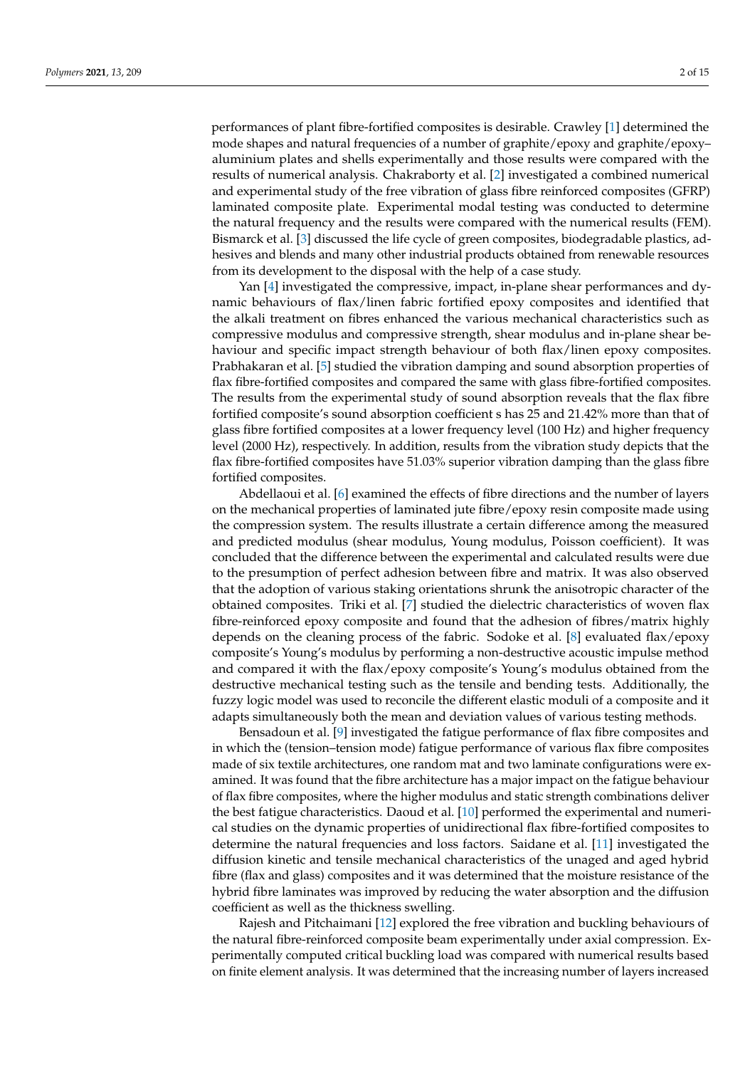performances of plant fibre-fortified composites is desirable. Crawley [1] determined the mode shapes and natural frequencies of a number of graphite/epoxy and graphite/epoxy–aluminium plates and shells experimentally and those results were compared with the results of numerical analysis. Chakraborty et al. [2] investigated a combined numerical and experimental study of the free vibration of glass fibre reinforced composites (GFRP) laminated composite plate. Experimental modal testing was conducted to determine the natural frequency and the results were compared with the numerical results (FEM). Bismarck et al. [3] discussed the life cycle of green composites, biodegradable plastics, adhesives and blends and many other industrial products obtained from renewable resources from its development to the disposal with the help of a case study.

Yan [4] investigated the compressive, impact, in-plane shear performances and dynamic behaviours of flax/linen fabric fortified epoxy composites and identified that the alkali treatment on fibres enhanced the various mechanical characteristics such as compressive modulus and compressive strength, shear modulus and in-plane shear behaviour and specific impact strength behaviour of both flax/linen epoxy composites. Prabhakaran et al. [5] studied the vibration damping and sound absorption properties of flax fibre-fortified composites and compared the same with glass fibre-fortified composites. The results from the experimental study of sound absorption reveals that the flax fibre fortified composite's sound absorption coefficient s has 25 and 21.42% more than that of glass fibre fortified composites at a lower frequency level (100 Hz) and higher frequency level (2000 Hz), respectively. In addition, results from the vibration study depicts that the flax fibre-fortified composites have 51.03% superior vibration damping than the glass fibre fortified composites.

Abdellaoui et al. [6] examined the effects of fibre directions and the number of layers on the mechanical properties of laminated jute fibre/epoxy resin composite made using the compression system. The results illustrate a certain difference among the measured and predicted modulus (shear modulus, Young modulus, Poisson coefficient). It was concluded that the difference between the experimental and calculated results were due to the presumption of perfect adhesion between fibre and matrix. It was also observed that the adoption of various staking orientations shrunk the anisotropic character of the obtained composites. Triki et al. [7] studied the dielectric characteristics of woven flax fibre-reinforced epoxy composite and found that the adhesion of fibres/matrix highly depends on the cleaning process of the fabric. Sodoke et al. [8] evaluated flax/epoxy composite's Young's modulus by performing a non-destructive acoustic impulse method and compared it with the flax/epoxy composite's Young's modulus obtained from the destructive mechanical testing such as the tensile and bending tests. Additionally, the fuzzy logic model was used to reconcile the different elastic moduli of a composite and it adapts simultaneously both the mean and deviation values of various testing methods.

Bensadoun et al. [9] investigated the fatigue performance of flax fibre composites and in which the (tension–tension mode) fatigue performance of various flax fibre composites made of six textile architectures, one random mat and two laminate configurations were examined. It was found that the fibre architecture has a major impact on the fatigue behaviour of flax fibre composites, where the higher modulus and static strength combinations deliver the best fatigue characteristics. Daoud et al. [10] performed the experimental and numerical studies on the dynamic properties of unidirectional flax fibre-fortified composites to determine the natural frequencies and loss factors. Saidane et al. [11] investigated the diffusion kinetic and tensile mechanical characteristics of the unaged and aged hybrid fibre (flax and glass) composites and it was determined that the moisture resistance of the hybrid fibre laminates was improved by reducing the water absorption and the diffusion coefficient as well as the thickness swelling.

Rajesh and Pitchaimani [12] explored the free vibration and buckling behaviours of the natural fibre-reinforced composite beam experimentally under axial compression. Experimentally computed critical buckling load was compared with numerical results based on finite element analysis. It was determined that the increasing number of layers increased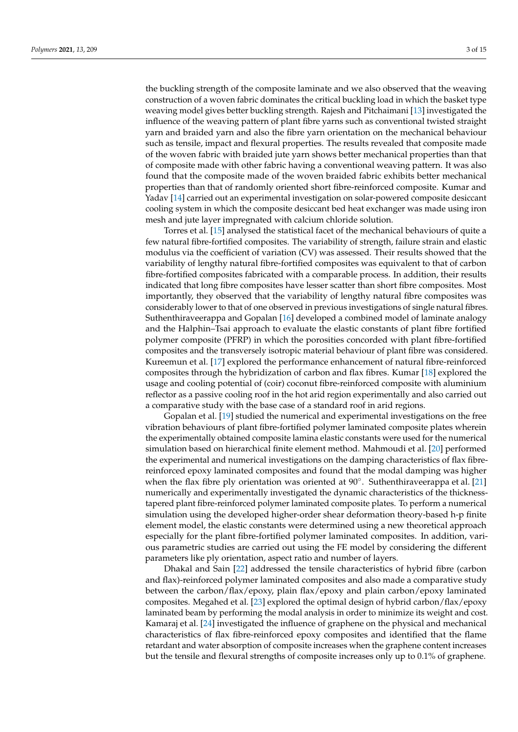the buckling strength of the composite laminate and we also observed that the weaving construction of a woven fabric dominates the critical buckling load in which the basket type weaving model gives better buckling strength. Rajesh and Pitchaimani [13] investigated the influence of the weaving pattern of plant fibre yarns such as conventional twisted straight yarn and braided yarn and also the fibre yarn orientation on the mechanical behaviour such as tensile, impact and flexural properties. The results revealed that composite made of the woven fabric with braided jute yarn shows better mechanical properties than that of composite made with other fabric having a conventional weaving pattern. It was also found that the composite made of the woven braided fabric exhibits better mechanical properties than that of randomly oriented short fibre-reinforced composite. Kumar and Yadav [14] carried out an experimental investigation on solar-powered composite desiccant cooling system in which the composite desiccant bed heat exchanger was made using iron mesh and jute layer impregnated with calcium chloride solution.

Torres et al. [15] analysed the statistical facet of the mechanical behaviours of quite a few natural fibre-fortified composites. The variability of strength, failure strain and elastic modulus via the coefficient of variation (CV) was assessed. Their results showed that the variability of lengthy natural fibre-fortified composites was equivalent to that of carbon fibre-fortified composites fabricated with a comparable process. In addition, their results indicated that long fibre composites have lesser scatter than short fibre composites. Most importantly, they observed that the variability of lengthy natural fibre composites was considerably lower to that of one observed in previous investigations of single natural fibres. Suthenthiraveerappa and Gopalan [16] developed a combined model of laminate analogy and the Halphin–Tsai approach to evaluate the elastic constants of plant fibre fortified polymer composite (PFRP) in which the porosities concorded with plant fibre-fortified composites and the transversely isotropic material behaviour of plant fibre was considered. Kureemun et al. [17] explored the performance enhancement of natural fibre-reinforced composites through the hybridization of carbon and flax fibres. Kumar [18] explored the usage and cooling potential of (coir) coconut fibre-reinforced composite with aluminium reflector as a passive cooling roof in the hot arid region experimentally and also carried out a comparative study with the base case of a standard roof in arid regions.

Gopalan et al. [19] studied the numerical and experimental investigations on the free vibration behaviours of plant fibre-fortified polymer laminated composite plates wherein the experimentally obtained composite lamina elastic constants were used for the numerical simulation based on hierarchical finite element method. Mahmoudi et al. [20] performed the experimental and numerical investigations on the damping characteristics of flax fibre-reinforced epoxy laminated composites and found that the modal damping was higher when the flax fibre ply orientation was oriented at 90°. Suthenthiraveerappa et al. [21] numerically and experimentally investigated the dynamic characteristics of the thickness-tapered plant fibre-reinforced polymer laminated composite plates. To perform a numerical simulation using the developed higher-order shear deformation theory-based h-p finite element model, the elastic constants were determined using a new theoretical approach especially for the plant fibre-fortified polymer laminated composites. In addition, various parametric studies are carried out using the FE model by considering the different parameters like ply orientation, aspect ratio and number of layers.

Dhakal and Sain [22] addressed the tensile characteristics of hybrid fibre (carbon and flax)-reinforced polymer laminated composites and also made a comparative study between the carbon/flax/epoxy, plain flax/epoxy and plain carbon/epoxy laminated composites. Megahed et al. [23] explored the optimal design of hybrid carbon/flax/epoxy laminated beam by performing the modal analysis in order to minimize its weight and cost. Kamaraj et al. [24] investigated the influence of graphene on the physical and mechanical characteristics of flax fibre-reinforced epoxy composites and identified that the flame retardant and water absorption of composite increases when the graphene content increases but the tensile and flexural strengths of composite increases only up to 0.1% of graphene.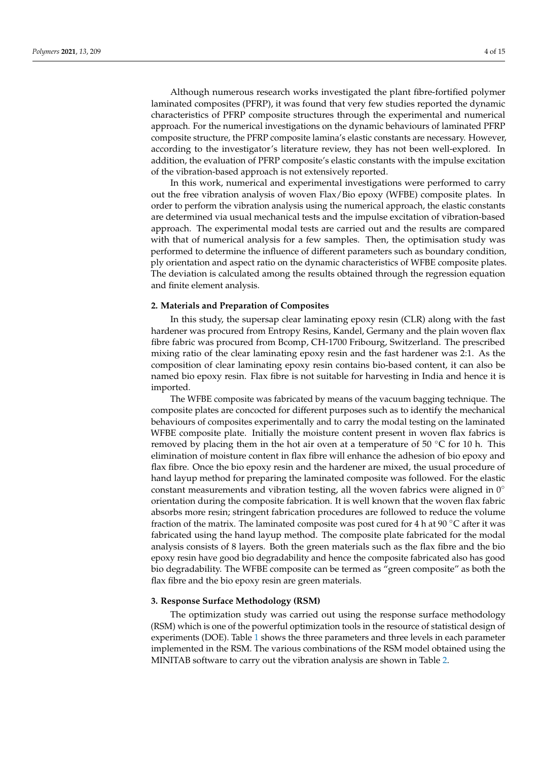Although numerous research works investigated the plant fibre-fortified polymer laminated composites (PFRP), it was found that very few studies reported the dynamic characteristics of PFRP composite structures through the experimental and numerical approach. For the numerical investigations on the dynamic behaviours of laminated PFRP composite structure, the PFRP composite lamina's elastic constants are necessary. However, according to the investigator's literature review, they has not been well-explored. In addition, the evaluation of PFRP composite's elastic constants with the impulse excitation of the vibration-based approach is not extensively reported.

In this work, numerical and experimental investigations were performed to carry out the free vibration analysis of woven Flax/Bio epoxy (WFBE) composite plates. In order to perform the vibration analysis using the numerical approach, the elastic constants are determined via usual mechanical tests and the impulse excitation of vibration-based approach. The experimental modal tests are carried out and the results are compared with that of numerical analysis for a few samples. Then, the optimisation study was performed to determine the influence of different parameters such as boundary condition, ply orientation and aspect ratio on the dynamic characteristics of WFBE composite plates. The deviation is calculated among the results obtained through the regression equation and finite element analysis.

## 2. Materials and Preparation of Composites

In this study, the supersap clear laminating epoxy resin (CLR) along with the fast hardener was procured from Entropy Resins, Kandel, Germany and the plain woven flax fibre fabric was procured from Bcomp, CH-1700 Fribourg, Switzerland. The prescribed mixing ratio of the clear laminating epoxy resin and the fast hardener was 2:1. As the composition of clear laminating epoxy resin contains bio-based content, it can also be named bio epoxy resin. Flax fibre is not suitable for harvesting in India and hence it is imported.

The WFBE composite was fabricated by means of the vacuum bagging technique. The composite plates are concocted for different purposes such as to identify the mechanical behaviours of composites experimentally and to carry the modal testing on the laminated WFBE composite plate. Initially the moisture content present in woven flax fabrics is removed by placing them in the hot air oven at a temperature of 50 °C for 10 h. This elimination of moisture content in flax fibre will enhance the adhesion of bio epoxy and flax fibre. Once the bio epoxy resin and the hardener are mixed, the usual procedure of hand layup method for preparing the laminated composite was followed. For the elastic constant measurements and vibration testing, all the woven fabrics were aligned in 0° orientation during the composite fabrication. It is well known that the woven flax fabric absorbs more resin; stringent fabrication procedures are followed to reduce the volume fraction of the matrix. The laminated composite was post cured for 4 h at 90 °C after it was fabricated using the hand layup method. The composite plate fabricated for the modal analysis consists of 8 layers. Both the green materials such as the flax fibre and the bio epoxy resin have good bio degradability and hence the composite fabricated also has good bio degradability. The WFBE composite can be termed as "green composite" as both the flax fibre and the bio epoxy resin are green materials.

## 3. Response Surface Methodology (RSM)

The optimization study was carried out using the response surface methodology (RSM) which is one of the powerful optimization tools in the resource of statistical design of experiments (DOE). Table 1 shows the three parameters and three levels in each parameter implemented in the RSM. The various combinations of the RSM model obtained using the MINITAB software to carry out the vibration analysis are shown in Table 2.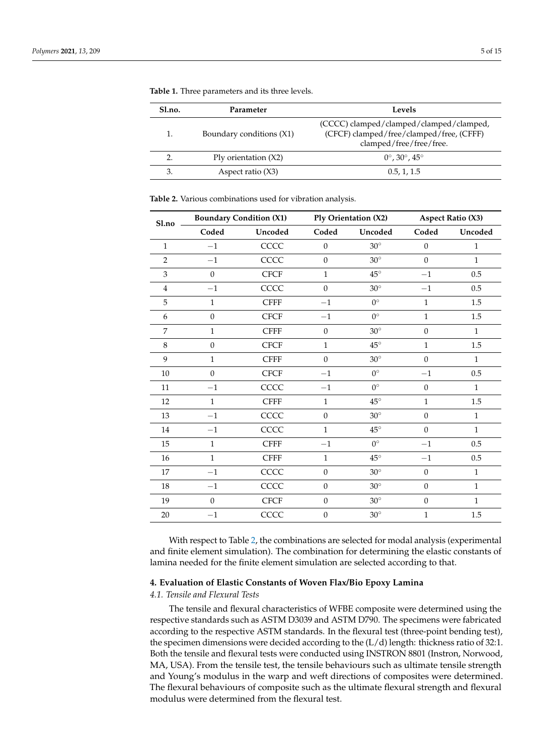**Table 1.** Three parameters and its three levels.

| Sl.no. | Parameter | Levels |
|---|---|---|
| 1. | Boundary conditions (X1) | (CCCC) clamped/clamped/clamped/clamped, (CFCF) clamped/free/clamped/free, (CFFF) clamped/free/free/free. |
| 2. | Ply orientation (X2) | 0°, 30°, 45° |
| 3. | Aspect ratio (X3) | 0.5, 1, 1.5 |

**Table 2.** Various combinations used for vibration analysis.

| Sl.no | Boundary Condition (X1) | | Ply Orientation (X2) | | Aspect Ratio (X3) | |
|---|---|---|---|---|---|---|
| | Coded | Uncoded | Coded | Uncoded | Coded | Uncoded |
| 1 | −1 | CCCC | 0 | 30° | 0 | 1 |
| 2 | −1 | CCCC | 0 | 30° | 0 | 1 |
| 3 | 0 | CFCF | 1 | 45° | −1 | 0.5 |
| 4 | −1 | CCCC | 0 | 30° | −1 | 0.5 |
| 5 | 1 | CFFF | −1 | 0° | 1 | 1.5 |
| 6 | 0 | CFCF | −1 | 0° | 1 | 1.5 |
| 7 | 1 | CFFF | 0 | 30° | 0 | 1 |
| 8 | 0 | CFCF | 1 | 45° | 1 | 1.5 |
| 9 | 1 | CFFF | 0 | 30° | 0 | 1 |
| 10 | 0 | CFCF | −1 | 0° | −1 | 0.5 |
| 11 | −1 | CCCC | −1 | 0° | 0 | 1 |
| 12 | 1 | CFFF | 1 | 45° | 1 | 1.5 |
| 13 | −1 | CCCC | 0 | 30° | 0 | 1 |
| 14 | −1 | CCCC | 1 | 45° | 0 | 1 |
| 15 | 1 | CFFF | −1 | 0° | −1 | 0.5 |
| 16 | 1 | CFFF | 1 | 45° | −1 | 0.5 |
| 17 | −1 | CCCC | 0 | 30° | 0 | 1 |
| 18 | −1 | CCCC | 0 | 30° | 0 | 1 |
| 19 | 0 | CFCF | 0 | 30° | 0 | 1 |
| 20 | −1 | CCCC | 0 | 30° | 1 | 1.5 |

With respect to Table 2, the combinations are selected for modal analysis (experimental and finite element simulation). The combination for determining the elastic constants of lamina needed for the finite element simulation are selected according to that.

## 4. Evaluation of Elastic Constants of Woven Flax/Bio Epoxy Lamina

### *4.1. Tensile and Flexural Tests*

The tensile and flexural characteristics of WFBE composite were determined using the respective standards such as ASTM D3039 and ASTM D790. The specimens were fabricated according to the respective ASTM standards. In the flexural test (three-point bending test), the specimen dimensions were decided according to the (L/d) length: thickness ratio of 32:1. Both the tensile and flexural tests were conducted using INSTRON 8801 (Instron, Norwood, MA, USA). From the tensile test, the tensile behaviours such as ultimate tensile strength and Young's modulus in the warp and weft directions of composites were determined. The flexural behaviours of composite such as the ultimate flexural strength and flexural modulus were determined from the flexural test.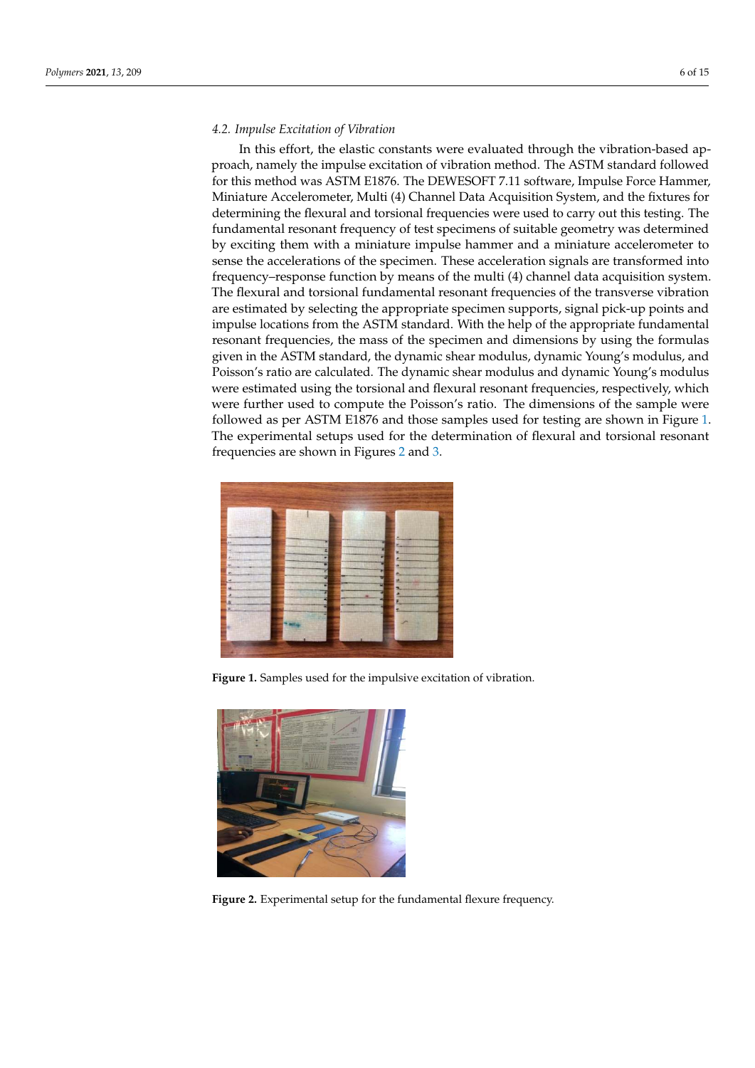### 4.2. Impulse Excitation of Vibration

In this effort, the elastic constants were evaluated through the vibration-based approach, namely the impulse excitation of vibration method. The ASTM standard followed for this method was ASTM E1876. The DEWESOFT 7.11 software, Impulse Force Hammer, Miniature Accelerometer, Multi (4) Channel Data Acquisition System, and the fixtures for determining the flexural and torsional frequencies were used to carry out this testing. The fundamental resonant frequency of test specimens of suitable geometry was determined by exciting them with a miniature impulse hammer and a miniature accelerometer to sense the accelerations of the specimen. These acceleration signals are transformed into frequency–response function by means of the multi (4) channel data acquisition system. The flexural and torsional fundamental resonant frequencies of the transverse vibration are estimated by selecting the appropriate specimen supports, signal pick-up points and impulse locations from the ASTM standard. With the help of the appropriate fundamental resonant frequencies, the mass of the specimen and dimensions by using the formulas given in the ASTM standard, the dynamic shear modulus, dynamic Young's modulus, and Poisson's ratio are calculated. The dynamic shear modulus and dynamic Young's modulus were estimated using the torsional and flexural resonant frequencies, respectively, which were further used to compute the Poisson's ratio. The dimensions of the sample were followed as per ASTM E1876 and those samples used for testing are shown in Figure 1. The experimental setups used for the determination of flexural and torsional resonant frequencies are shown in Figures 2 and 3.

**Figure 1.** Samples used for the impulsive excitation of vibration.

**Figure 2.** Experimental setup for the fundamental flexure frequency.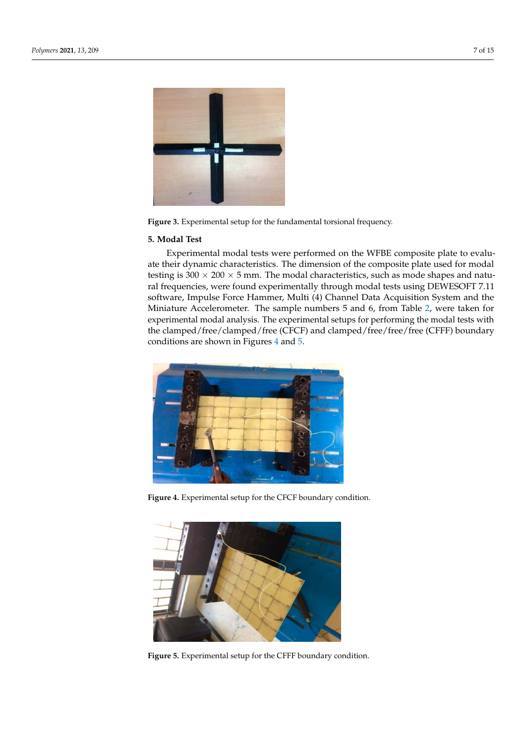Figure 3. Experimental setup for the fundamental torsional frequency.

## 5. Modal Test

Experimental modal tests were performed on the WFBE composite plate to evaluate their dynamic characteristics. The dimension of the composite plate used for modal testing is 300 × 200 × 5 mm. The modal characteristics, such as mode shapes and natural frequencies, were found experimentally through modal tests using DEWESOFT 7.11 software, Impulse Force Hammer, Multi (4) Channel Data Acquisition System and the Miniature Accelerometer. The sample numbers 5 and 6, from Table 2, were taken for experimental modal analysis. The experimental setups for performing the modal tests with the clamped/free/clamped/free (CFCF) and clamped/free/free/free (CFFF) boundary conditions are shown in Figures 4 and 5.

Figure 4. Experimental setup for the CFCF boundary condition.

Figure 5. Experimental setup for the CFFF boundary condition.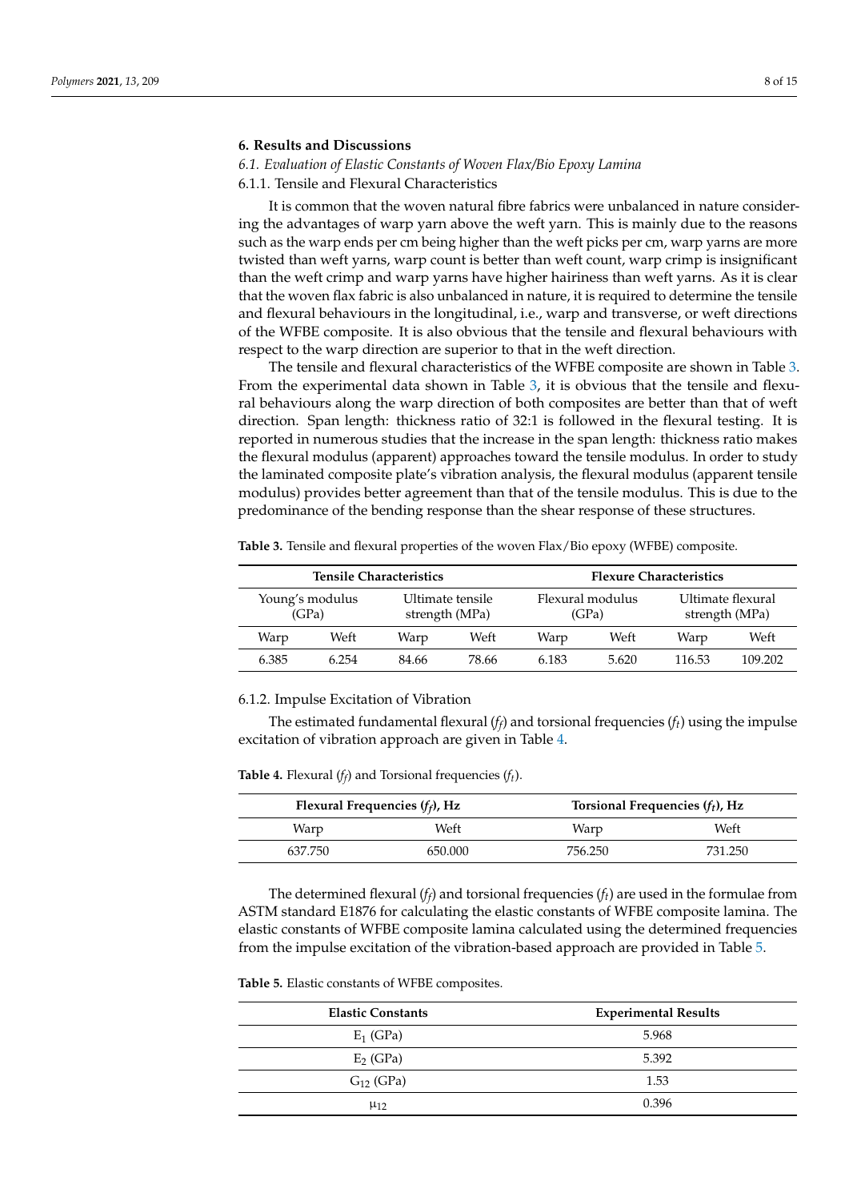## 6. Results and Discussions

### 6.1. Evaluation of Elastic Constants of Woven Flax/Bio Epoxy Lamina

#### 6.1.1. Tensile and Flexural Characteristics

It is common that the woven natural fibre fabrics were unbalanced in nature considering the advantages of warp yarn above the weft yarn. This is mainly due to the reasons such as the warp ends per cm being higher than the weft picks per cm, warp yarns are more twisted than weft yarns, warp count is better than weft count, warp crimp is insignificant than the weft crimp and warp yarns have higher hairiness than weft yarns. As it is clear that the woven flax fabric is also unbalanced in nature, it is required to determine the tensile and flexural behaviours in the longitudinal, i.e., warp and transverse, or weft directions of the WFBE composite. It is also obvious that the tensile and flexural behaviours with respect to the warp direction are superior to that in the weft direction.

The tensile and flexural characteristics of the WFBE composite are shown in Table 3. From the experimental data shown in Table 3, it is obvious that the tensile and flexural behaviours along the warp direction of both composites are better than that of weft direction. Span length: thickness ratio of 32:1 is followed in the flexural testing. It is reported in numerous studies that the increase in the span length: thickness ratio makes the flexural modulus (apparent) approaches toward the tensile modulus. In order to study the laminated composite plate's vibration analysis, the flexural modulus (apparent tensile modulus) provides better agreement than that of the tensile modulus. This is due to the predominance of the bending response than the shear response of these structures.

**Table 3.** Tensile and flexural properties of the woven Flax/Bio epoxy (WFBE) composite.

| Tensile Characteristics | | | | Flexure Characteristics | | | |
|---|---|---|---|---|---|---|---|
| Young's modulus (GPa) | | Ultimate tensile strength (MPa) | | Flexural modulus (GPa) | | Ultimate flexural strength (MPa) | |
| Warp | Weft | Warp | Weft | Warp | Weft | Warp | Weft |
| 6.385 | 6.254 | 84.66 | 78.66 | 6.183 | 5.620 | 116.53 | 109.202 |

#### 6.1.2. Impulse Excitation of Vibration

The estimated fundamental flexural ($f_f$) and torsional frequencies ($f_t$) using the impulse excitation of vibration approach are given in Table 4.

**Table 4.** Flexural ($f_f$) and Torsional frequencies ($f_t$).

| Flexural Frequencies ($f_f$), Hz | | Torsional Frequencies ($f_t$), Hz | |
|---|---|---|---|
| Warp | Weft | Warp | Weft |
| 637.750 | 650.000 | 756.250 | 731.250 |

The determined flexural ($f_f$) and torsional frequencies ($f_t$) are used in the formulae from ASTM standard E1876 for calculating the elastic constants of WFBE composite lamina. The elastic constants of WFBE composite lamina calculated using the determined frequencies from the impulse excitation of the vibration-based approach are provided in Table 5.

**Table 5.** Elastic constants of WFBE composites.

| Elastic Constants | Experimental Results |
|---|---|
| $E_1$ (GPa) | 5.968 |
| $E_2$ (GPa) | 5.392 |
| $G_{12}$ (GPa) | 1.53 |
| $\mu_{12}$ | 0.396 |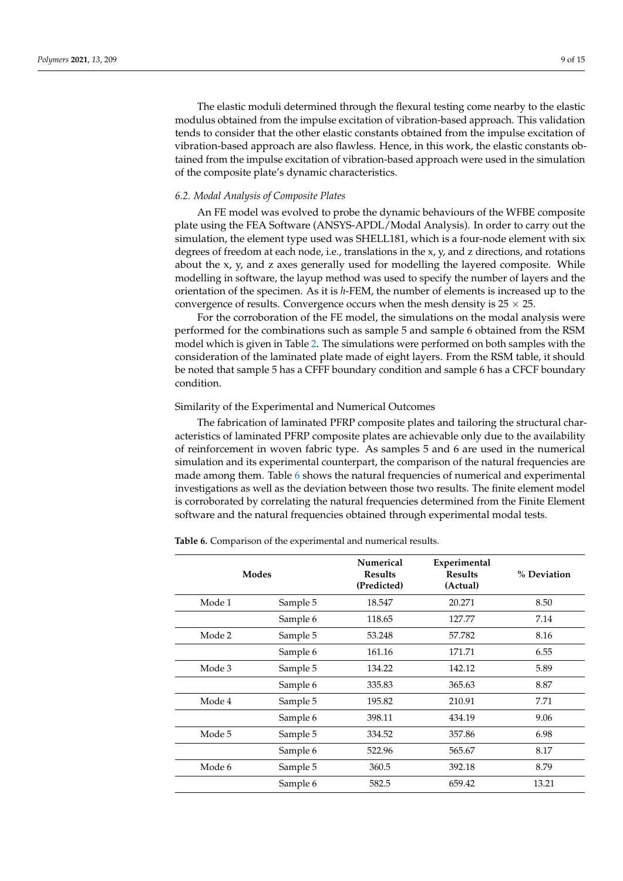The elastic moduli determined through the flexural testing come nearby to the elastic modulus obtained from the impulse excitation of vibration-based approach. This validation tends to consider that the other elastic constants obtained from the impulse excitation of vibration-based approach are also flawless. Hence, in this work, the elastic constants obtained from the impulse excitation of vibration-based approach were used in the simulation of the composite plate's dynamic characteristics.

### *6.2. Modal Analysis of Composite Plates*

An FE model was evolved to probe the dynamic behaviours of the WFBE composite plate using the FEA Software (ANSYS-APDL/Modal Analysis). In order to carry out the simulation, the element type used was SHELL181, which is a four-node element with six degrees of freedom at each node, i.e., translations in the x, y, and z directions, and rotations about the x, y, and z axes generally used for modelling the layered composite. While modelling in software, the layup method was used to specify the number of layers and the orientation of the specimen. As it is *h*-FEM, the number of elements is increased up to the convergence of results. Convergence occurs when the mesh density is $25 \times 25$.

For the corroboration of the FE model, the simulations on the modal analysis were performed for the combinations such as sample 5 and sample 6 obtained from the RSM model which is given in Table 2. The simulations were performed on both samples with the consideration of the laminated plate made of eight layers. From the RSM table, it should be noted that sample 5 has a CFFF boundary condition and sample 6 has a CFCF boundary condition.

#### Similarity of the Experimental and Numerical Outcomes

The fabrication of laminated PFRP composite plates and tailoring the structural characteristics of laminated PFRP composite plates are achievable only due to the availability of reinforcement in woven fabric type. As samples 5 and 6 are used in the numerical simulation and its experimental counterpart, the comparison of the natural frequencies are made among them. Table 6 shows the natural frequencies of numerical and experimental investigations as well as the deviation between those two results. The finite element model is corroborated by correlating the natural frequencies determined from the Finite Element software and the natural frequencies obtained through experimental modal tests.

**Table 6.** Comparison of the experimental and numerical results.

| Modes | | Numerical Results (Predicted) | Experimental Results (Actual) | % Deviation |
|---|---|---|---|---|
| Mode 1 | Sample 5 | 18.547 | 20.271 | 8.50 |
| | Sample 6 | 118.65 | 127.77 | 7.14 |
| Mode 2 | Sample 5 | 53.248 | 57.782 | 8.16 |
| | Sample 6 | 161.16 | 171.71 | 6.55 |
| Mode 3 | Sample 5 | 134.22 | 142.12 | 5.89 |
| | Sample 6 | 335.83 | 365.63 | 8.87 |
| Mode 4 | Sample 5 | 195.82 | 210.91 | 7.71 |
| | Sample 6 | 398.11 | 434.19 | 9.06 |
| Mode 5 | Sample 5 | 334.52 | 357.86 | 6.98 |
| | Sample 6 | 522.96 | 565.67 | 8.17 |
| Mode 6 | Sample 5 | 360.5 | 392.18 | 8.79 |
| | Sample 6 | 582.5 | 659.42 | 13.21 |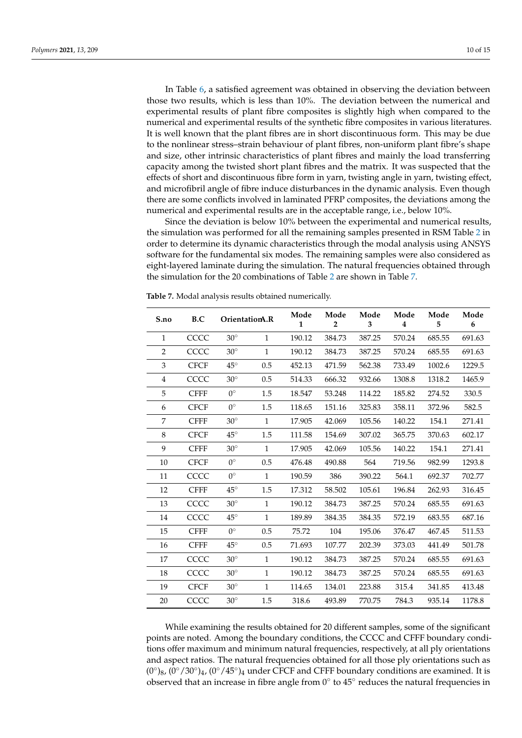In Table 6, a satisfied agreement was obtained in observing the deviation between those two results, which is less than 10%. The deviation between the numerical and experimental results of plant fibre composites is slightly high when compared to the numerical and experimental results of the synthetic fibre composites in various literatures. It is well known that the plant fibres are in short discontinuous form. This may be due to the nonlinear stress–strain behaviour of plant fibres, non-uniform plant fibre's shape and size, other intrinsic characteristics of plant fibres and mainly the load transferring capacity among the twisted short plant fibres and the matrix. It was suspected that the effects of short and discontinuous fibre form in yarn, twisting angle in yarn, twisting effect, and microfibril angle of fibre induce disturbances in the dynamic analysis. Even though there are some conflicts involved in laminated PFRP composites, the deviations among the numerical and experimental results are in the acceptable range, i.e., below 10%.

Since the deviation is below 10% between the experimental and numerical results, the simulation was performed for all the remaining samples presented in RSM Table 2 in order to determine its dynamic characteristics through the modal analysis using ANSYS software for the fundamental six modes. The remaining samples were also considered as eight-layered laminate during the simulation. The natural frequencies obtained through the simulation for the 20 combinations of Table 2 are shown in Table 7.

**Table 7.** Modal analysis results obtained numerically.

| S.no | B.C | Orientation | A.R | Mode 1 | Mode 2 | Mode 3 | Mode 4 | Mode 5 | Mode 6 |
|---|---|---|---|---|---|---|---|---|---|
| 1 | CCCC | 30° | 1 | 190.12 | 384.73 | 387.25 | 570.24 | 685.55 | 691.63 |
| 2 | CCCC | 30° | 1 | 190.12 | 384.73 | 387.25 | 570.24 | 685.55 | 691.63 |
| 3 | CFCF | 45° | 0.5 | 452.13 | 471.59 | 562.38 | 733.49 | 1002.6 | 1229.5 |
| 4 | CCCC | 30° | 0.5 | 514.33 | 666.32 | 932.66 | 1308.8 | 1318.2 | 1465.9 |
| 5 | CFFF | 0° | 1.5 | 18.547 | 53.248 | 114.22 | 185.82 | 274.52 | 330.5 |
| 6 | CFCF | 0° | 1.5 | 118.65 | 151.16 | 325.83 | 358.11 | 372.96 | 582.5 |
| 7 | CFFF | 30° | 1 | 17.905 | 42.069 | 105.56 | 140.22 | 154.1 | 271.41 |
| 8 | CFCF | 45° | 1.5 | 111.58 | 154.69 | 307.02 | 365.75 | 370.63 | 602.17 |
| 9 | CFFF | 30° | 1 | 17.905 | 42.069 | 105.56 | 140.22 | 154.1 | 271.41 |
| 10 | CFCF | 0° | 0.5 | 476.48 | 490.88 | 564 | 719.56 | 982.99 | 1293.8 |
| 11 | CCCC | 0° | 1 | 190.59 | 386 | 390.22 | 564.1 | 692.37 | 702.77 |
| 12 | CFFF | 45° | 1.5 | 17.312 | 58.502 | 105.61 | 196.84 | 262.93 | 316.45 |
| 13 | CCCC | 30° | 1 | 190.12 | 384.73 | 387.25 | 570.24 | 685.55 | 691.63 |
| 14 | CCCC | 45° | 1 | 189.89 | 384.35 | 384.35 | 572.19 | 683.55 | 687.16 |
| 15 | CFFF | 0° | 0.5 | 75.72 | 104 | 195.06 | 376.47 | 467.45 | 511.53 |
| 16 | CFFF | 45° | 0.5 | 71.693 | 107.77 | 202.39 | 373.03 | 441.49 | 501.78 |
| 17 | CCCC | 30° | 1 | 190.12 | 384.73 | 387.25 | 570.24 | 685.55 | 691.63 |
| 18 | CCCC | 30° | 1 | 190.12 | 384.73 | 387.25 | 570.24 | 685.55 | 691.63 |
| 19 | CFCF | 30° | 1 | 114.65 | 134.01 | 223.88 | 315.4 | 341.85 | 413.48 |
| 20 | CCCC | 30° | 1.5 | 318.6 | 493.89 | 770.75 | 784.3 | 935.14 | 1178.8 |

While examining the results obtained for 20 different samples, some of the significant points are noted. Among the boundary conditions, the CCCC and CFFF boundary conditions offer maximum and minimum natural frequencies, respectively, at all ply orientations and aspect ratios. The natural frequencies obtained for all those ply orientations such as $(0°)_8$, $(0°/30°)_4$, $(0°/45°)_4$ under CFCF and CFFF boundary conditions are examined. It is observed that an increase in fibre angle from 0° to 45° reduces the natural frequencies in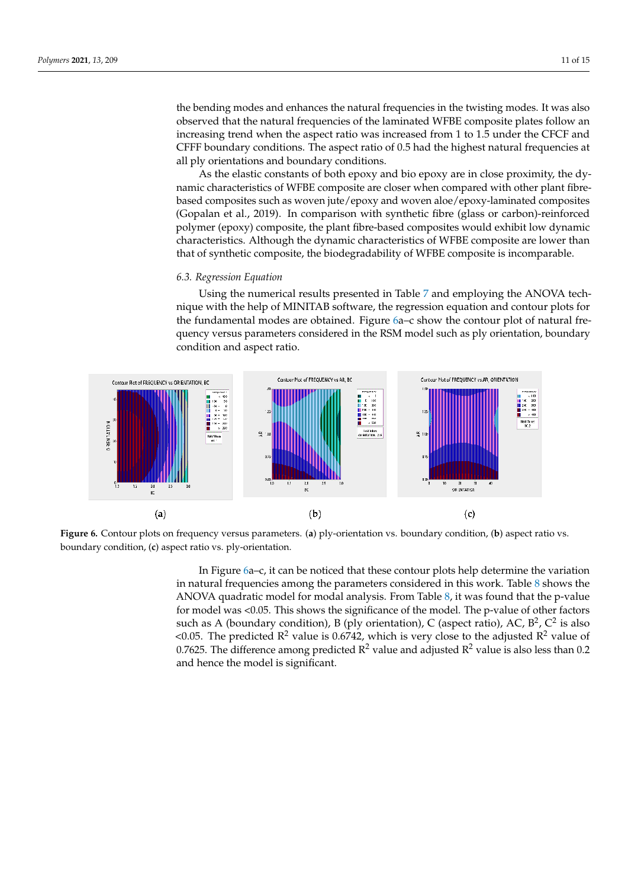the bending modes and enhances the natural frequencies in the twisting modes. It was also observed that the natural frequencies of the laminated WFBE composite plates follow an increasing trend when the aspect ratio was increased from 1 to 1.5 under the CFCF and CFFF boundary conditions. The aspect ratio of 0.5 had the highest natural frequencies at all ply orientations and boundary conditions.

As the elastic constants of both epoxy and bio epoxy are in close proximity, the dynamic characteristics of WFBE composite are closer when compared with other plant fibre-based composites such as woven jute/epoxy and woven aloe/epoxy-laminated composites (Gopalan et al., 2019). In comparison with synthetic fibre (glass or carbon)-reinforced polymer (epoxy) composite, the plant fibre-based composites would exhibit low dynamic characteristics. Although the dynamic characteristics of WFBE composite are lower than that of synthetic composite, the biodegradability of WFBE composite is incomparable.

### *6.3. Regression Equation*

Using the numerical results presented in Table 7 and employing the ANOVA technique with the help of MINITAB software, the regression equation and contour plots for the fundamental modes are obtained. Figure 6a–c show the contour plot of natural frequency versus parameters considered in the RSM model such as ply orientation, boundary condition and aspect ratio.

(a) (b) (c)

**Figure 6.** Contour plots on frequency versus parameters. (**a**) ply-orientation vs. boundary condition, (**b**) aspect ratio vs. boundary condition, (**c**) aspect ratio vs. ply-orientation.

In Figure 6a–c, it can be noticed that these contour plots help determine the variation in natural frequencies among the parameters considered in this work. Table 8 shows the ANOVA quadratic model for modal analysis. From Table 8, it was found that the p-value for model was <0.05. This shows the significance of the model. The p-value of other factors such as A (boundary condition), B (ply orientation), C (aspect ratio), AC, $B^2$, $C^2$ is also <0.05. The predicted $R^2$ value is 0.6742, which is very close to the adjusted $R^2$ value of 0.7625. The difference among predicted $R^2$ value and adjusted $R^2$ value is also less than 0.2 and hence the model is significant.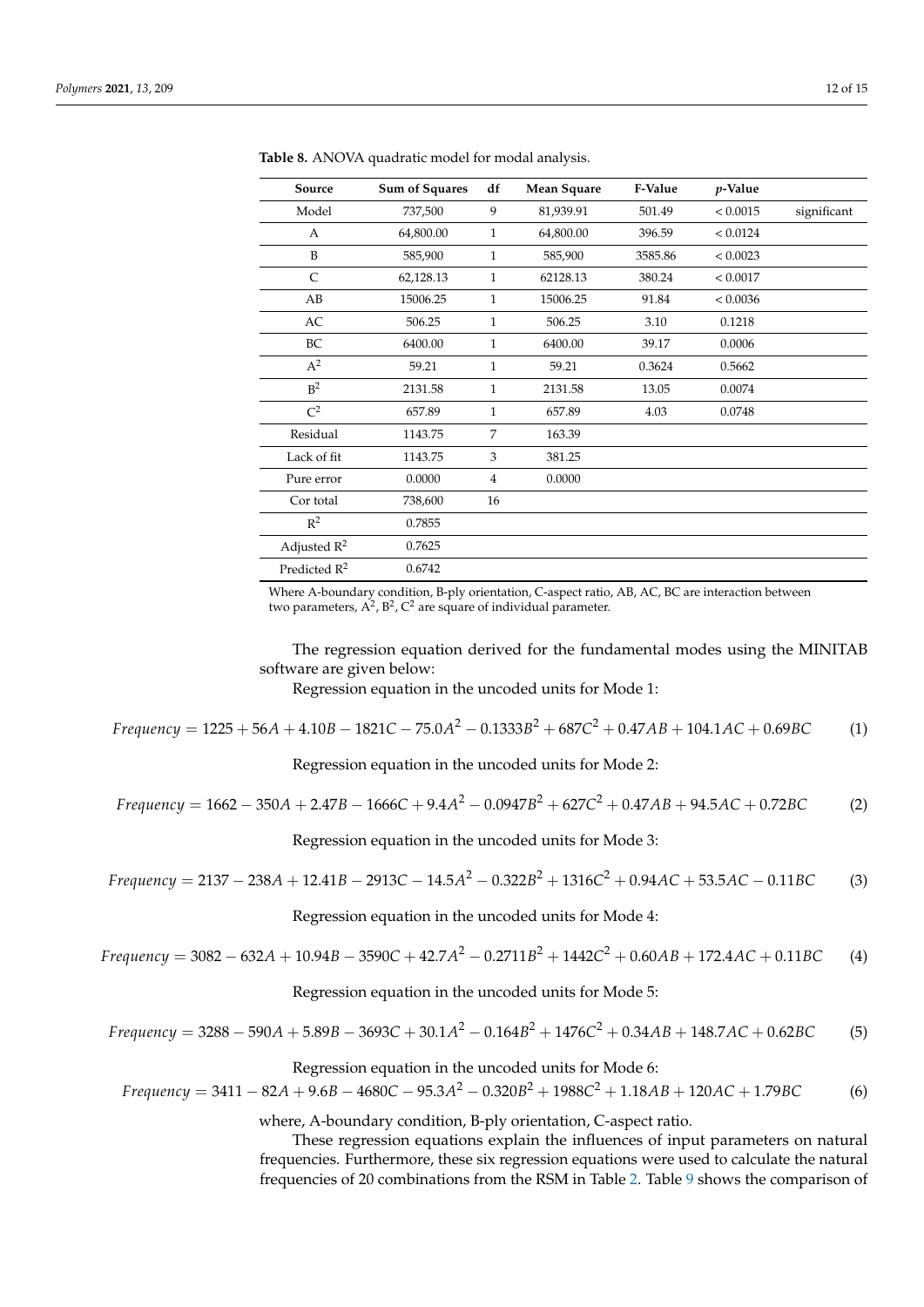**Table 8.** ANOVA quadratic model for modal analysis.

| Source | Sum of Squares | df | Mean Square | F-Value | $p$-Value | |
|---|---|---|---|---|---|---|
| Model | 737,500 | 9 | 81,939.91 | 501.49 | < 0.0015 | significant |
| A | 64,800.00 | 1 | 64,800.00 | 396.59 | < 0.0124 | |
| B | 585,900 | 1 | 585,900 | 3585.86 | < 0.0023 | |
| C | 62,128.13 | 1 | 62128.13 | 380.24 | < 0.0017 | |
| AB | 15006.25 | 1 | 15006.25 | 91.84 | < 0.0036 | |
| AC | 506.25 | 1 | 506.25 | 3.10 | 0.1218 | |
| BC | 6400.00 | 1 | 6400.00 | 39.17 | 0.0006 | |
| $A^2$ | 59.21 | 1 | 59.21 | 0.3624 | 0.5662 | |
| $B^2$ | 2131.58 | 1 | 2131.58 | 13.05 | 0.0074 | |
| $C^2$ | 657.89 | 1 | 657.89 | 4.03 | 0.0748 | |
| Residual | 1143.75 | 7 | 163.39 | | | |
| Lack of fit | 1143.75 | 3 | 381.25 | | | |
| Pure error | 0.0000 | 4 | 0.0000 | | | |
| Cor total | 738,600 | 16 | | | | |
| $R^2$ | 0.7855 | | | | | |
| Adjusted $R^2$ | 0.7625 | | | | | |
| Predicted $R^2$ | 0.6742 | | | | | |

Where A-boundary condition, B-ply orientation, C-aspect ratio, AB, AC, BC are interaction between two parameters, $A^2$, $B^2$, $C^2$ are square of individual parameter.

The regression equation derived for the fundamental modes using the MINITAB software are given below:

Regression equation in the uncoded units for Mode 1:

$$Frequency = 1225 + 56A + 4.10B - 1821C - 75.0A^2 - 0.1333B^2 + 687C^2 + 0.47AB + 104.1AC + 0.69BC \quad (1)$$

Regression equation in the uncoded units for Mode 2:

$$Frequency = 1662 - 350A + 2.47B - 1666C + 9.4A^2 - 0.0947B^2 + 627C^2 + 0.47AB + 94.5AC + 0.72BC \quad (2)$$

Regression equation in the uncoded units for Mode 3:

$$Frequency = 2137 - 238A + 12.41B - 2913C - 14.5A^2 - 0.322B^2 + 1316C^2 + 0.94AC + 53.5AC - 0.11BC \quad (3)$$

Regression equation in the uncoded units for Mode 4:

$$Frequency = 3082 - 632A + 10.94B - 3590C + 42.7A^2 - 0.2711B^2 + 1442C^2 + 0.60AB + 172.4AC + 0.11BC \quad (4)$$

Regression equation in the uncoded units for Mode 5:

$$Frequency = 3288 - 590A + 5.89B - 3693C + 30.1A^2 - 0.164B^2 + 1476C^2 + 0.34AB + 148.7AC + 0.62BC \quad (5)$$

Regression equation in the uncoded units for Mode 6:

$$Frequency = 3411 - 82A + 9.6B - 4680C - 95.3A^2 - 0.320B^2 + 1988C^2 + 1.18AB + 120AC + 1.79BC \quad (6)$$

where, A-boundary condition, B-ply orientation, C-aspect ratio.

These regression equations explain the influences of input parameters on natural frequencies. Furthermore, these six regression equations were used to calculate the natural frequencies of 20 combinations from the RSM in Table 2. Table 9 shows the comparison of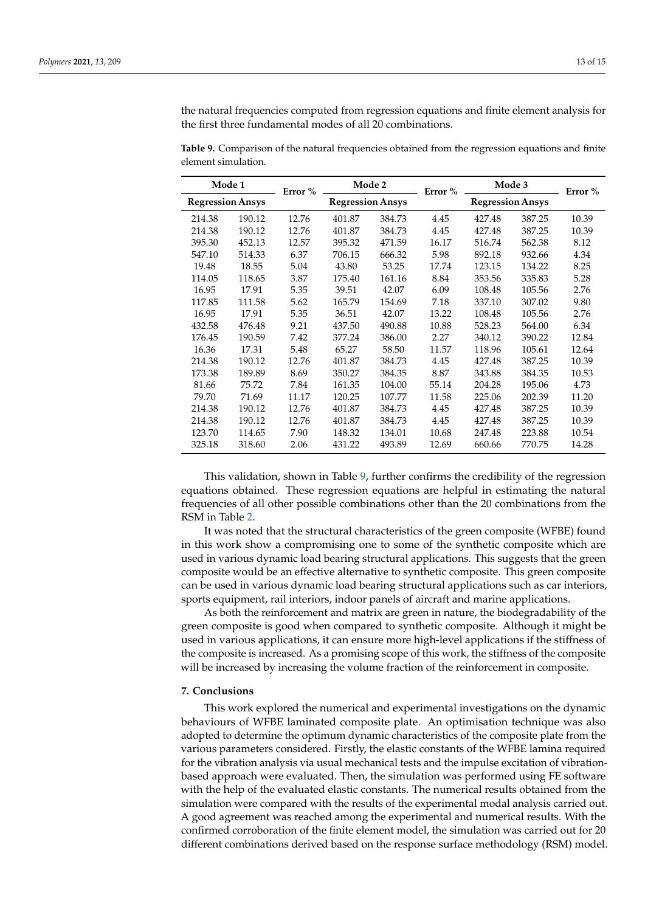the natural frequencies computed from regression equations and finite element analysis for the first three fundamental modes of all 20 combinations.

**Table 9.** Comparison of the natural frequencies obtained from the regression equations and finite element simulation.

| Mode 1 | | Error % | Mode 2 | | Error % | Mode 3 | | Error % |
|---|---|---|---|---|---|---|---|---|
| Regression | Ansys | | Regression | Ansys | | Regression | Ansys | |
| 214.38 | 190.12 | 12.76 | 401.87 | 384.73 | 4.45 | 427.48 | 387.25 | 10.39 |
| 214.38 | 190.12 | 12.76 | 401.87 | 384.73 | 4.45 | 427.48 | 387.25 | 10.39 |
| 395.30 | 452.13 | 12.57 | 395.32 | 471.59 | 16.17 | 516.74 | 562.38 | 8.12 |
| 547.10 | 514.33 | 6.37 | 706.15 | 666.32 | 5.98 | 892.18 | 932.66 | 4.34 |
| 19.48 | 18.55 | 5.04 | 43.80 | 53.25 | 17.74 | 123.15 | 134.22 | 8.25 |
| 114.05 | 118.65 | 3.87 | 175.40 | 161.16 | 8.84 | 353.56 | 335.83 | 5.28 |
| 16.95 | 17.91 | 5.35 | 39.51 | 42.07 | 6.09 | 108.48 | 105.56 | 2.76 |
| 117.85 | 111.58 | 5.62 | 165.79 | 154.69 | 7.18 | 337.10 | 307.02 | 9.80 |
| 16.95 | 17.91 | 5.35 | 36.51 | 42.07 | 13.22 | 108.48 | 105.56 | 2.76 |
| 432.58 | 476.48 | 9.21 | 437.50 | 490.88 | 10.88 | 528.23 | 564.00 | 6.34 |
| 176.45 | 190.59 | 7.42 | 377.24 | 386.00 | 2.27 | 340.12 | 390.22 | 12.84 |
| 16.36 | 17.31 | 5.48 | 65.27 | 58.50 | 11.57 | 118.96 | 105.61 | 12.64 |
| 214.38 | 190.12 | 12.76 | 401.87 | 384.73 | 4.45 | 427.48 | 387.25 | 10.39 |
| 173.38 | 189.89 | 8.69 | 350.27 | 384.35 | 8.87 | 343.88 | 384.35 | 10.53 |
| 81.66 | 75.72 | 7.84 | 161.35 | 104.00 | 55.14 | 204.28 | 195.06 | 4.73 |
| 79.70 | 71.69 | 11.17 | 120.25 | 107.77 | 11.58 | 225.06 | 202.39 | 11.20 |
| 214.38 | 190.12 | 12.76 | 401.87 | 384.73 | 4.45 | 427.48 | 387.25 | 10.39 |
| 214.38 | 190.12 | 12.76 | 401.87 | 384.73 | 4.45 | 427.48 | 387.25 | 10.39 |
| 123.70 | 114.65 | 7.90 | 148.32 | 134.01 | 10.68 | 247.48 | 223.88 | 10.54 |
| 325.18 | 318.60 | 2.06 | 431.22 | 493.89 | 12.69 | 660.66 | 770.75 | 14.28 |

This validation, shown in Table 9, further confirms the credibility of the regression equations obtained. These regression equations are helpful in estimating the natural frequencies of all other possible combinations other than the 20 combinations from the RSM in Table 2.

It was noted that the structural characteristics of the green composite (WFBE) found in this work show a compromising one to some of the synthetic composite which are used in various dynamic load bearing structural applications. This suggests that the green composite would be an effective alternative to synthetic composite. This green composite can be used in various dynamic load bearing structural applications such as car interiors, sports equipment, rail interiors, indoor panels of aircraft and marine applications.

As both the reinforcement and matrix are green in nature, the biodegradability of the green composite is good when compared to synthetic composite. Although it might be used in various applications, it can ensure more high-level applications if the stiffness of the composite is increased. As a promising scope of this work, the stiffness of the composite will be increased by increasing the volume fraction of the reinforcement in composite.

## 7. Conclusions

This work explored the numerical and experimental investigations on the dynamic behaviours of WFBE laminated composite plate. An optimisation technique was also adopted to determine the optimum dynamic characteristics of the composite plate from the various parameters considered. Firstly, the elastic constants of the WFBE lamina required for the vibration analysis via usual mechanical tests and the impulse excitation of vibration-based approach were evaluated. Then, the simulation was performed using FE software with the help of the evaluated elastic constants. The numerical results obtained from the simulation were compared with the results of the experimental modal analysis carried out. A good agreement was reached among the experimental and numerical results. With the confirmed corroboration of the finite element model, the simulation was carried out for 20 different combinations derived based on the response surface methodology (RSM) model.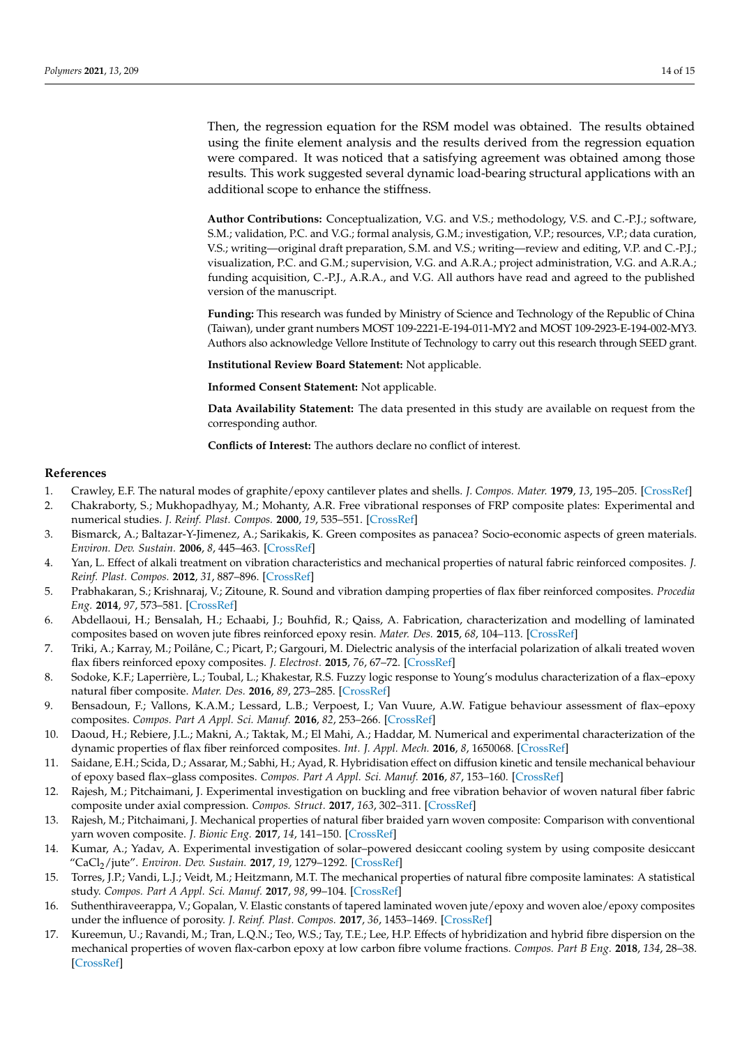Then, the regression equation for the RSM model was obtained. The results obtained using the finite element analysis and the results derived from the regression equation were compared. It was noticed that a satisfying agreement was obtained among those results. This work suggested several dynamic load-bearing structural applications with an additional scope to enhance the stiffness.

**Author Contributions:** Conceptualization, V.G. and V.S.; methodology, V.S. and C.-P.J.; software, S.M.; validation, P.C. and V.G.; formal analysis, G.M.; investigation, V.P.; resources, V.P.; data curation, V.S.; writing—original draft preparation, S.M. and V.S.; writing—review and editing, V.P. and C.-P.J.; visualization, P.C. and G.M.; supervision, V.G. and A.R.A.; project administration, V.G. and A.R.A.; funding acquisition, C.-P.J., A.R.A., and V.G. All authors have read and agreed to the published version of the manuscript.

**Funding:** This research was funded by Ministry of Science and Technology of the Republic of China (Taiwan), under grant numbers MOST 109-2221-E-194-011-MY2 and MOST 109-2923-E-194-002-MY3. Authors also acknowledge Vellore Institute of Technology to carry out this research through SEED grant.

**Institutional Review Board Statement:** Not applicable.

**Informed Consent Statement:** Not applicable.

**Data Availability Statement:** The data presented in this study are available on request from the corresponding author.

**Conflicts of Interest:** The authors declare no conflict of interest.

## References

1. Crawley, E.F. The natural modes of graphite/epoxy cantilever plates and shells. *J. Compos. Mater.* **1979**, *13*, 195–205. [CrossRef]
2. Chakraborty, S.; Mukhopadhyay, M.; Mohanty, A.R. Free vibrational responses of FRP composite plates: Experimental and numerical studies. *J. Reinf. Plast. Compos.* **2000**, *19*, 535–551. [CrossRef]
3. Bismarck, A.; Baltazar-Y-Jimenez, A.; Sarikakis, K. Green composites as panacea? Socio-economic aspects of green materials. *Environ. Dev. Sustain.* **2006**, *8*, 445–463. [CrossRef]
4. Yan, L. Effect of alkali treatment on vibration characteristics and mechanical properties of natural fabric reinforced composites. *J. Reinf. Plast. Compos.* **2012**, *31*, 887–896. [CrossRef]
5. Prabhakaran, S.; Krishnaraj, V.; Zitoune, R. Sound and vibration damping properties of flax fiber reinforced composites. *Procedia Eng.* **2014**, *97*, 573–581. [CrossRef]
6. Abdellaoui, H.; Bensalah, H.; Echaabi, J.; Bouhfid, R.; Qaiss, A. Fabrication, characterization and modelling of laminated composites based on woven jute fibres reinforced epoxy resin. *Mater. Des.* **2015**, *68*, 104–113. [CrossRef]
7. Triki, A.; Karray, M.; Poilâne, C.; Picart, P.; Gargouri, M. Dielectric analysis of the interfacial polarization of alkali treated woven flax fibers reinforced epoxy composites. *J. Electrost.* **2015**, *76*, 67–72. [CrossRef]
8. Sodoke, K.F.; Laperrière, L.; Toubal, L.; Khakestar, R.S. Fuzzy logic response to Young's modulus characterization of a flax–epoxy natural fiber composite. *Mater. Des.* **2016**, *89*, 273–285. [CrossRef]
9. Bensadoun, F.; Vallons, K.A.M.; Lessard, L.B.; Verpoest, I.; Van Vuure, A.W. Fatigue behaviour assessment of flax–epoxy composites. *Compos. Part A Appl. Sci. Manuf.* **2016**, *82*, 253–266. [CrossRef]
10. Daoud, H.; Rebiere, J.L.; Makni, A.; Taktak, M.; El Mahi, A.; Haddar, M. Numerical and experimental characterization of the dynamic properties of flax fiber reinforced composites. *Int. J. Appl. Mech.* **2016**, *8*, 1650068. [CrossRef]
11. Saidane, E.H.; Scida, D.; Assarar, M.; Sabhi, H.; Ayad, R. Hybridisation effect on diffusion kinetic and tensile mechanical behaviour of epoxy based flax–glass composites. *Compos. Part A Appl. Sci. Manuf.* **2016**, *87*, 153–160. [CrossRef]
12. Rajesh, M.; Pitchaimani, J. Experimental investigation on buckling and free vibration behavior of woven natural fiber fabric composite under axial compression. *Compos. Struct.* **2017**, *163*, 302–311. [CrossRef]
13. Rajesh, M.; Pitchaimani, J. Mechanical properties of natural fiber braided yarn woven composite: Comparison with conventional yarn woven composite. *J. Bionic Eng.* **2017**, *14*, 141–150. [CrossRef]
14. Kumar, A.; Yadav, A. Experimental investigation of solar–powered desiccant cooling system by using composite desiccant "$CaCl_2$/jute". *Environ. Dev. Sustain.* **2017**, *19*, 1279–1292. [CrossRef]
15. Torres, J.P.; Vandi, L.J.; Veidt, M.; Heitzmann, M.T. The mechanical properties of natural fibre composite laminates: A statistical study. *Compos. Part A Appl. Sci. Manuf.* **2017**, *98*, 99–104. [CrossRef]
16. Suthenthiraveerappa, V.; Gopalan, V. Elastic constants of tapered laminated woven jute/epoxy and woven aloe/epoxy composites under the influence of porosity. *J. Reinf. Plast. Compos.* **2017**, *36*, 1453–1469. [CrossRef]
17. Kureemun, U.; Ravandi, M.; Tran, L.Q.N.; Teo, W.S.; Tay, T.E.; Lee, H.P. Effects of hybridization and hybrid fibre dispersion on the mechanical properties of woven flax-carbon epoxy at low carbon fibre volume fractions. *Compos. Part B Eng.* **2018**, *134*, 28–38. [CrossRef]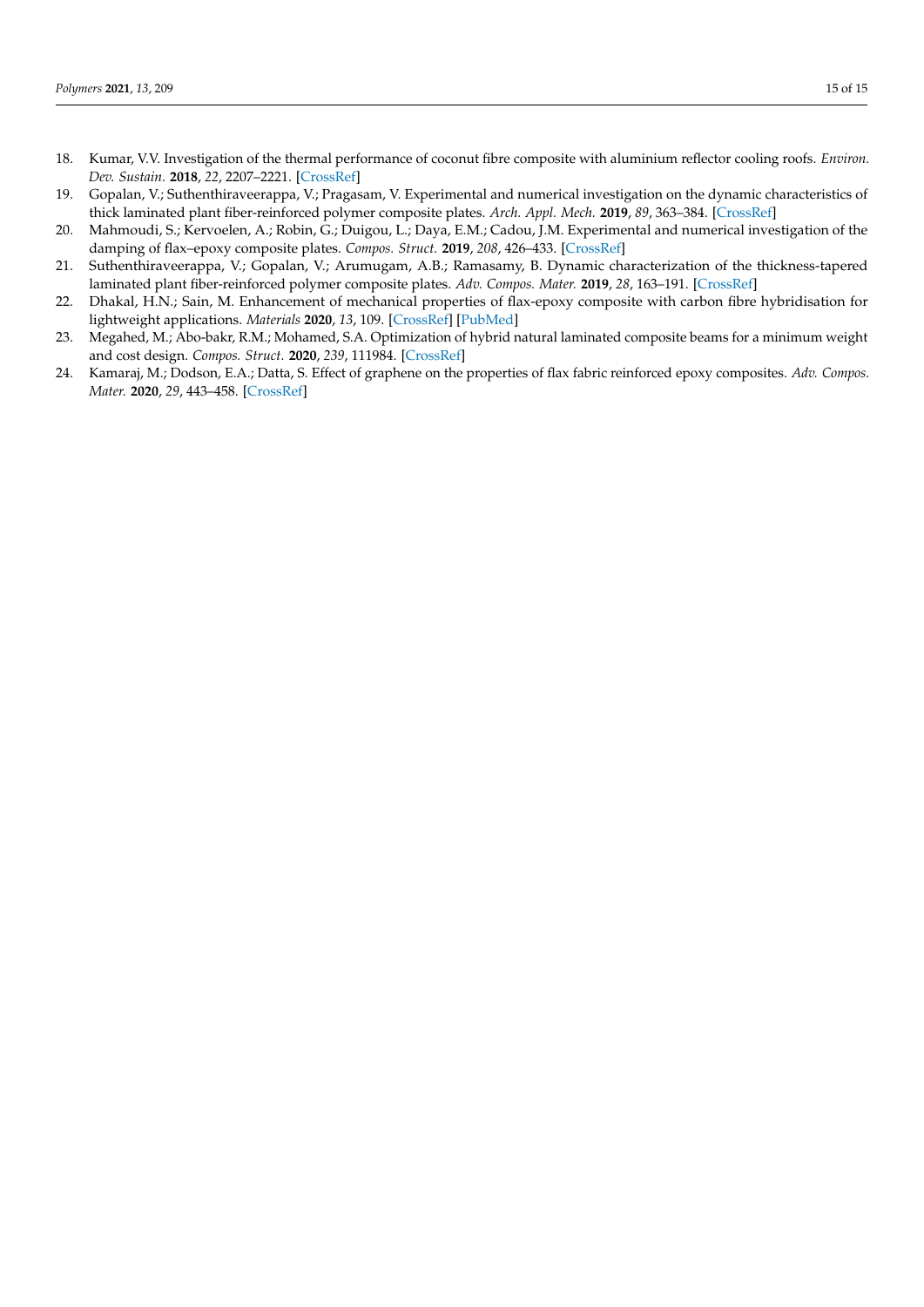18. Kumar, V.V. Investigation of the thermal performance of coconut fibre composite with aluminium reflector cooling roofs. *Environ. Dev. Sustain.* **2018**, *22*, 2207–2221. [CrossRef]
19. Gopalan, V.; Suthenthiraveerappa, V.; Pragasam, V. Experimental and numerical investigation on the dynamic characteristics of thick laminated plant fiber-reinforced polymer composite plates. *Arch. Appl. Mech.* **2019**, *89*, 363–384. [CrossRef]
20. Mahmoudi, S.; Kervoelen, A.; Robin, G.; Duigou, L.; Daya, E.M.; Cadou, J.M. Experimental and numerical investigation of the damping of flax–epoxy composite plates. *Compos. Struct.* **2019**, *208*, 426–433. [CrossRef]
21. Suthenthiraveerappa, V.; Gopalan, V.; Arumugam, A.B.; Ramasamy, B. Dynamic characterization of the thickness-tapered laminated plant fiber-reinforced polymer composite plates. *Adv. Compos. Mater.* **2019**, *28*, 163–191. [CrossRef]
22. Dhakal, H.N.; Sain, M. Enhancement of mechanical properties of flax-epoxy composite with carbon fibre hybridisation for lightweight applications. *Materials* **2020**, *13*, 109. [CrossRef] [PubMed]
23. Megahed, M.; Abo-bakr, R.M.; Mohamed, S.A. Optimization of hybrid natural laminated composite beams for a minimum weight and cost design. *Compos. Struct.* **2020**, *239*, 111984. [CrossRef]
24. Kamaraj, M.; Dodson, E.A.; Datta, S. Effect of graphene on the properties of flax fabric reinforced epoxy composites. *Adv. Compos. Mater.* **2020**, *29*, 443–458. [CrossRef]